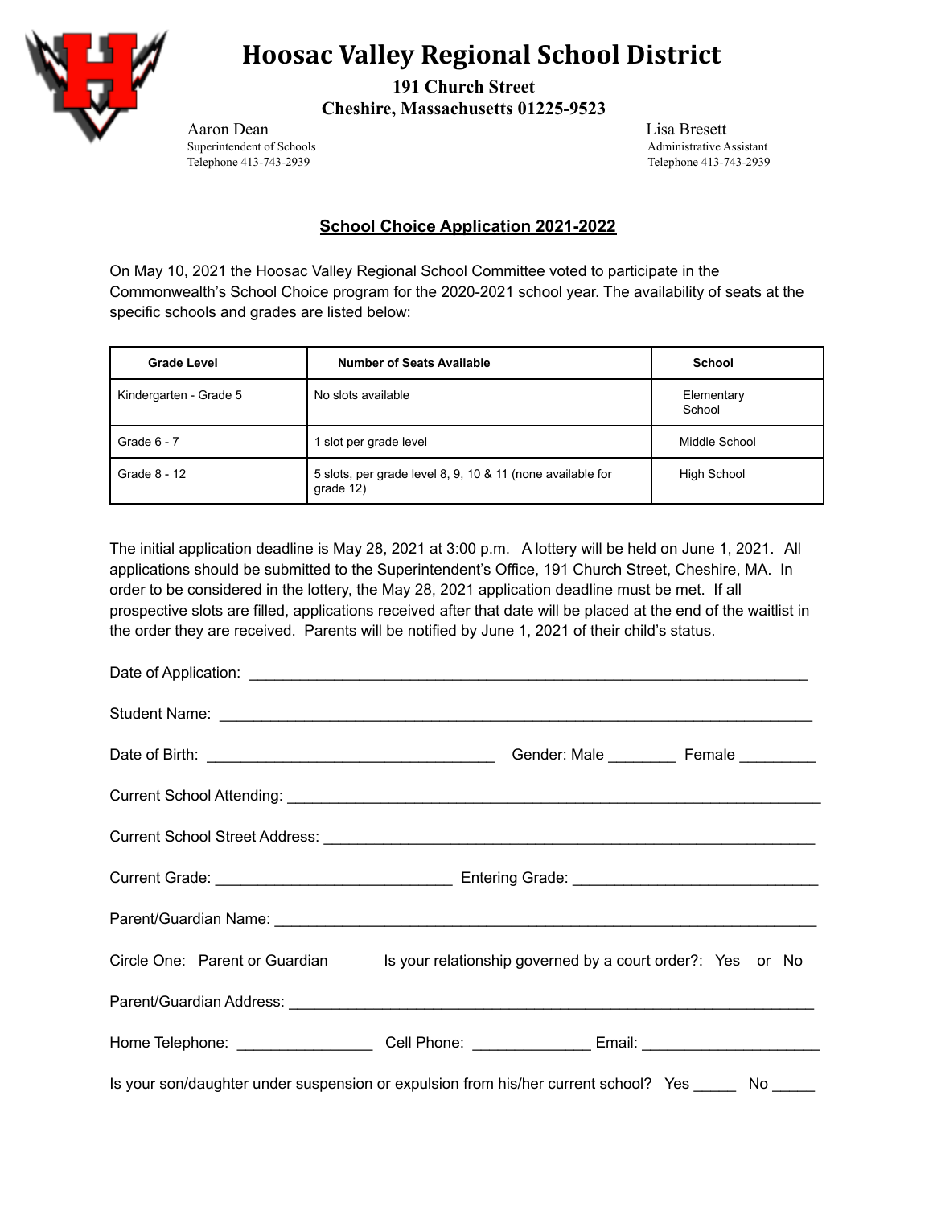# Hoosac Valley Regional School District

**191 Church Street**
**Cheshire, Massachusetts 01225-9523**

Aaron Dean
Superintendent of Schools
Telephone 413-743-2939

Lisa Bresett
Administrative Assistant
Telephone 413-743-2939

## School Choice Application 2021-2022

On May 10, 2021 the Hoosac Valley Regional School Committee voted to participate in the Commonwealth's School Choice program for the 2020-2021 school year. The availability of seats at the specific schools and grades are listed below:

| Grade Level | Number of Seats Available | School |
|---|---|---|
| Kindergarten - Grade 5 | No slots available | Elementary School |
| Grade 6 - 7 | 1 slot per grade level | Middle School |
| Grade 8 - 12 | 5 slots, per grade level 8, 9, 10 & 11 (none available for grade 12) | High School |

The initial application deadline is May 28, 2021 at 3:00 p.m. A lottery will be held on June 1, 2021. All applications should be submitted to the Superintendent's Office, 191 Church Street, Cheshire, MA. In order to be considered in the lottery, the May 28, 2021 application deadline must be met. If all prospective slots are filled, applications received after that date will be placed at the end of the waitlist in the order they are received. Parents will be notified by June 1, 2021 of their child's status.

Date of Application: ______________________________________________________________

Student Name: ______________________________________________________________

Date of Birth: ________________________________ Gender: Male ________ Female _________

Current School Attending: ______________________________________________________________

Current School Street Address: ______________________________________________________

Current Grade: ___________________________ Entering Grade: ____________________________

Parent/Guardian Name: ______________________________________________________________

Circle One: Parent or Guardian Is your relationship governed by a court order?: Yes or No

Parent/Guardian Address: ______________________________________________________________

Home Telephone: ________________ Cell Phone: ______________ Email: _____________________

Is your son/daughter under suspension or expulsion from his/her current school? Yes _____ No _____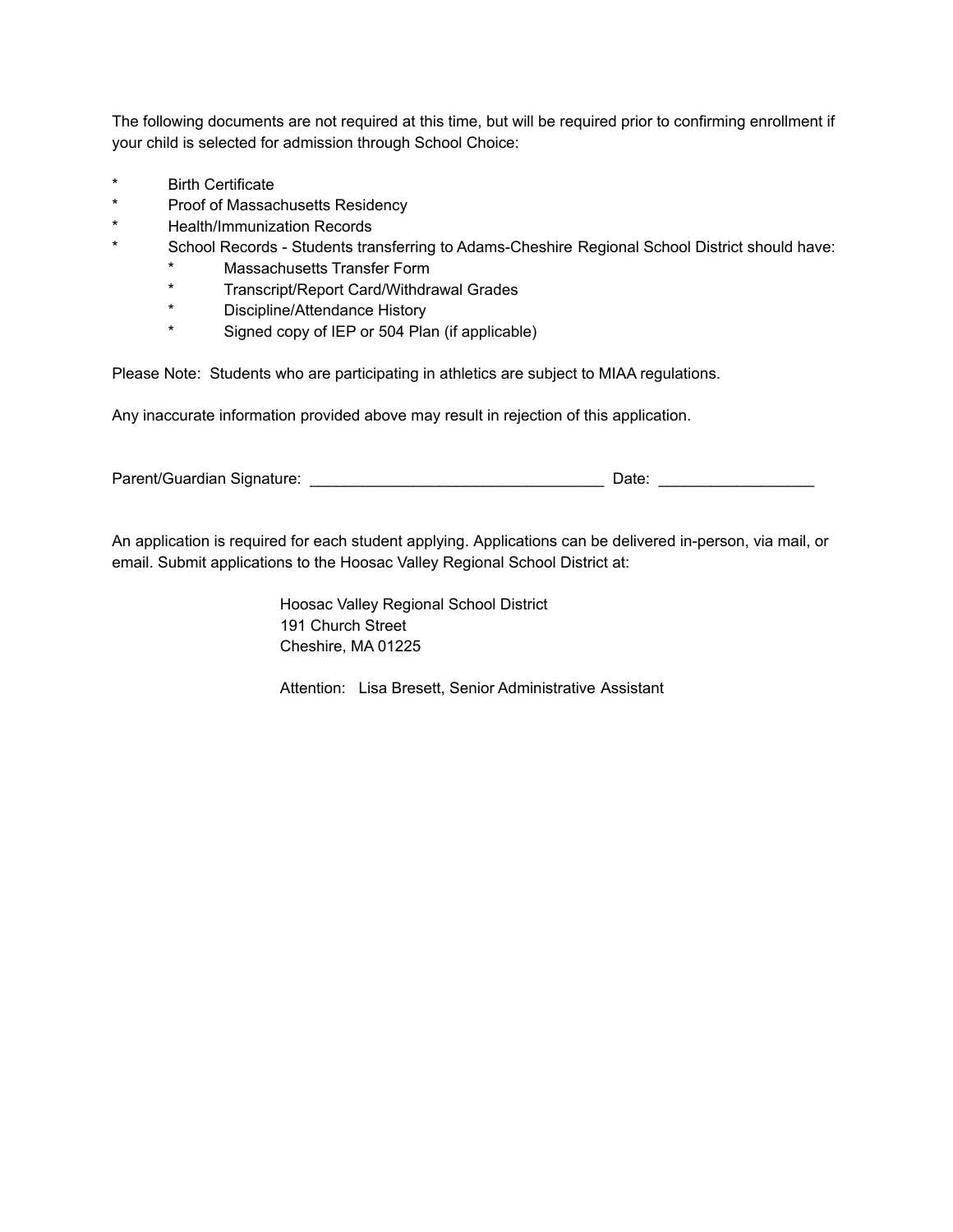The following documents are not required at this time, but will be required prior to confirming enrollment if your child is selected for admission through School Choice:

* Birth Certificate
* Proof of Massachusetts Residency
* Health/Immunization Records
* School Records - Students transferring to Adams-Cheshire Regional School District should have:
    * Massachusetts Transfer Form
    * Transcript/Report Card/Withdrawal Grades
    * Discipline/Attendance History
    * Signed copy of IEP or 504 Plan (if applicable)

Please Note: Students who are participating in athletics are subject to MIAA regulations.

Any inaccurate information provided above may result in rejection of this application.

Parent/Guardian Signature: __________________________________ Date: _________________

An application is required for each student applying. Applications can be delivered in-person, via mail, or email. Submit applications to the Hoosac Valley Regional School District at:

Hoosac Valley Regional School District
191 Church Street
Cheshire, MA 01225

Attention: Lisa Bresett, Senior Administrative Assistant